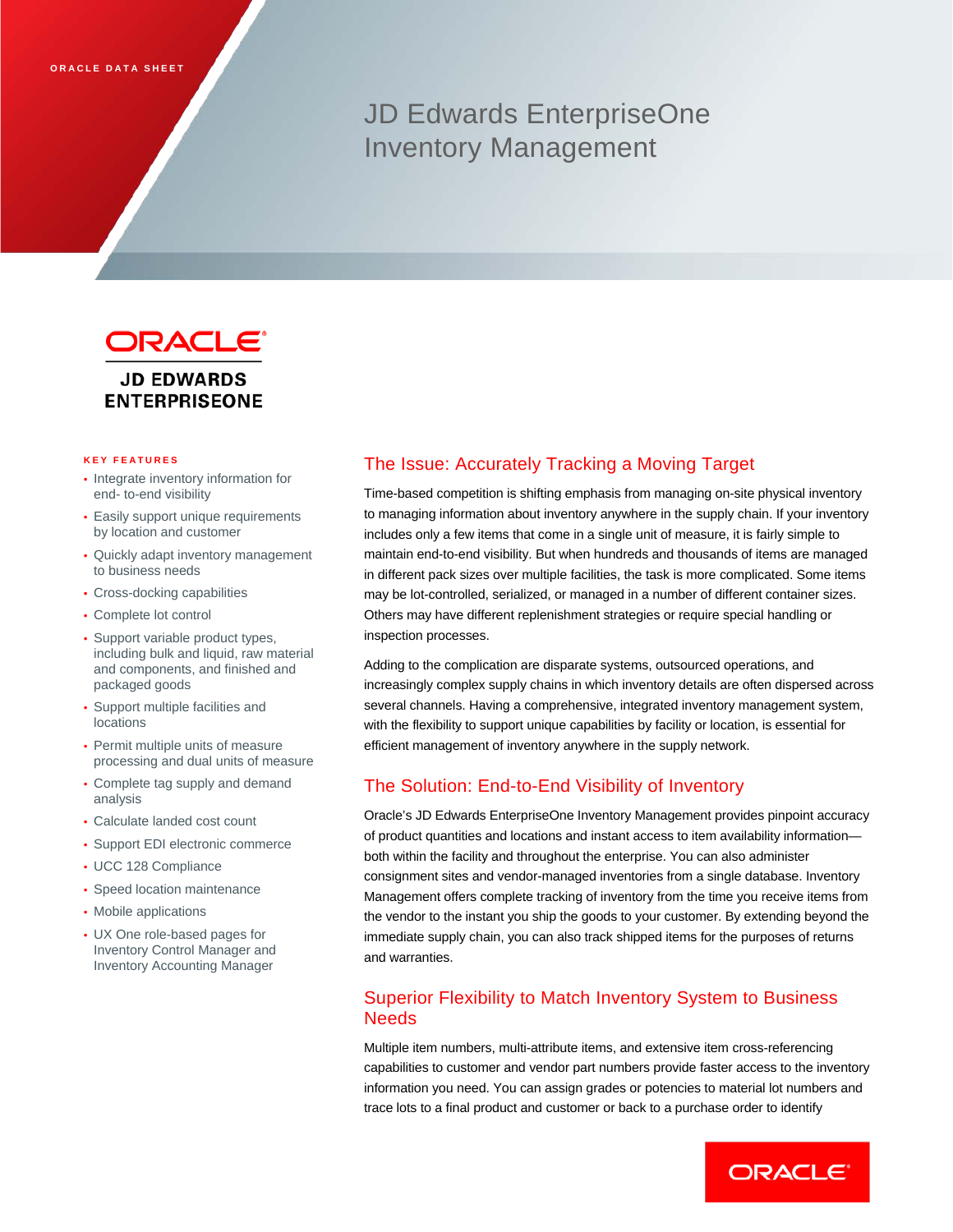ORACLE DATA SHEET

# JD Edwards EnterpriseOne Inventory Management

ORACLE JD EDWARDS ENTERPRISEONE

**KEY FEATURES**

- Integrate inventory information for end- to-end visibility
- Easily support unique requirements by location and customer
- Quickly adapt inventory management to business needs
- Cross-docking capabilities
- Complete lot control
- Support variable product types, including bulk and liquid, raw material and components, and finished and packaged goods
- Support multiple facilities and locations
- Permit multiple units of measure processing and dual units of measure
- Complete tag supply and demand analysis
- Calculate landed cost count
- Support EDI electronic commerce
- UCC 128 Compliance
- Speed location maintenance
- Mobile applications
- UX One role-based pages for Inventory Control Manager and Inventory Accounting Manager

## The Issue: Accurately Tracking a Moving Target

Time-based competition is shifting emphasis from managing on-site physical inventory to managing information about inventory anywhere in the supply chain. If your inventory includes only a few items that come in a single unit of measure, it is fairly simple to maintain end-to-end visibility. But when hundreds and thousands of items are managed in different pack sizes over multiple facilities, the task is more complicated. Some items may be lot-controlled, serialized, or managed in a number of different container sizes. Others may have different replenishment strategies or require special handling or inspection processes.

Adding to the complication are disparate systems, outsourced operations, and increasingly complex supply chains in which inventory details are often dispersed across several channels. Having a comprehensive, integrated inventory management system, with the flexibility to support unique capabilities by facility or location, is essential for efficient management of inventory anywhere in the supply network.

## The Solution: End-to-End Visibility of Inventory

Oracle's JD Edwards EnterpriseOne Inventory Management provides pinpoint accuracy of product quantities and locations and instant access to item availability information—both within the facility and throughout the enterprise. You can also administer consignment sites and vendor-managed inventories from a single database. Inventory Management offers complete tracking of inventory from the time you receive items from the vendor to the instant you ship the goods to your customer. By extending beyond the immediate supply chain, you can also track shipped items for the purposes of returns and warranties.

## Superior Flexibility to Match Inventory System to Business Needs

Multiple item numbers, multi-attribute items, and extensive item cross-referencing capabilities to customer and vendor part numbers provide faster access to the inventory information you need. You can assign grades or potencies to material lot numbers and trace lots to a final product and customer or back to a purchase order to identify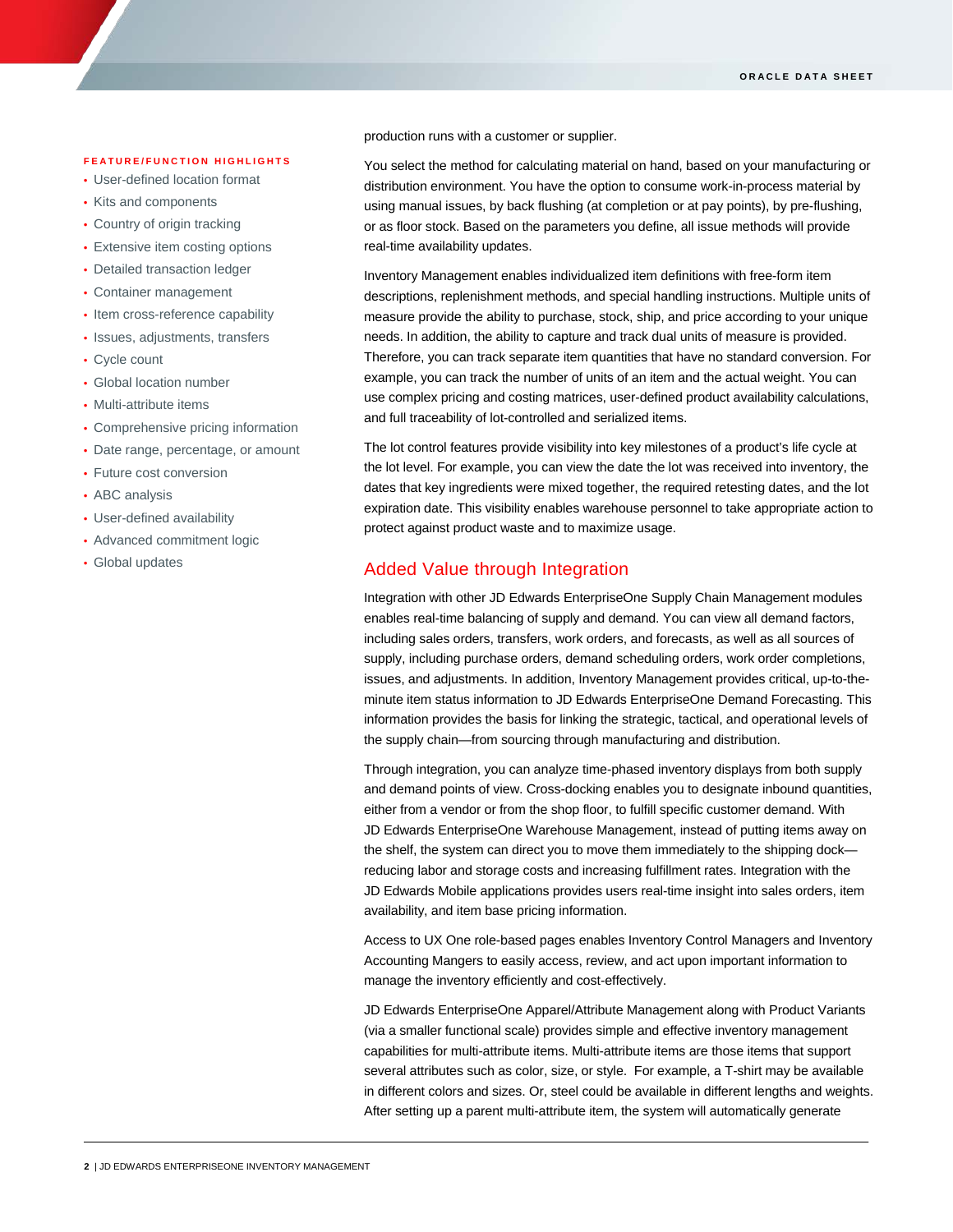production runs with a customer or supplier.

You select the method for calculating material on hand, based on your manufacturing or distribution environment. You have the option to consume work-in-process material by using manual issues, by back flushing (at completion or at pay points), by pre-flushing, or as floor stock. Based on the parameters you define, all issue methods will provide real-time availability updates.

Inventory Management enables individualized item definitions with free-form item descriptions, replenishment methods, and special handling instructions. Multiple units of measure provide the ability to purchase, stock, ship, and price according to your unique needs. In addition, the ability to capture and track dual units of measure is provided. Therefore, you can track separate item quantities that have no standard conversion. For example, you can track the number of units of an item and the actual weight. You can use complex pricing and costing matrices, user-defined product availability calculations, and full traceability of lot-controlled and serialized items.

The lot control features provide visibility into key milestones of a product's life cycle at the lot level. For example, you can view the date the lot was received into inventory, the dates that key ingredients were mixed together, the required retesting dates, and the lot expiration date. This visibility enables warehouse personnel to take appropriate action to protect against product waste and to maximize usage.

## Added Value through Integration

Integration with other JD Edwards EnterpriseOne Supply Chain Management modules enables real-time balancing of supply and demand. You can view all demand factors, including sales orders, transfers, work orders, and forecasts, as well as all sources of supply, including purchase orders, demand scheduling orders, work order completions, issues, and adjustments. In addition, Inventory Management provides critical, up-to-the-minute item status information to JD Edwards EnterpriseOne Demand Forecasting. This information provides the basis for linking the strategic, tactical, and operational levels of the supply chain—from sourcing through manufacturing and distribution.

Through integration, you can analyze time-phased inventory displays from both supply and demand points of view. Cross-docking enables you to designate inbound quantities, either from a vendor or from the shop floor, to fulfill specific customer demand. With JD Edwards EnterpriseOne Warehouse Management, instead of putting items away on the shelf, the system can direct you to move them immediately to the shipping dock—reducing labor and storage costs and increasing fulfillment rates. Integration with the JD Edwards Mobile applications provides users real-time insight into sales orders, item availability, and item base pricing information.

Access to UX One role-based pages enables Inventory Control Managers and Inventory Accounting Mangers to easily access, review, and act upon important information to manage the inventory efficiently and cost-effectively.

JD Edwards EnterpriseOne Apparel/Attribute Management along with Product Variants (via a smaller functional scale) provides simple and effective inventory management capabilities for multi-attribute items. Multi-attribute items are those items that support several attributes such as color, size, or style. For example, a T-shirt may be available in different colors and sizes. Or, steel could be available in different lengths and weights. After setting up a parent multi-attribute item, the system will automatically generate

**FEATURE/FUNCTION HIGHLIGHTS**

- User-defined location format
- Kits and components
- Country of origin tracking
- Extensive item costing options
- Detailed transaction ledger
- Container management
- Item cross-reference capability
- Issues, adjustments, transfers
- Cycle count
- Global location number
- Multi-attribute items
- Comprehensive pricing information
- Date range, percentage, or amount
- Future cost conversion
- ABC analysis
- User-defined availability
- Advanced commitment logic
- Global updates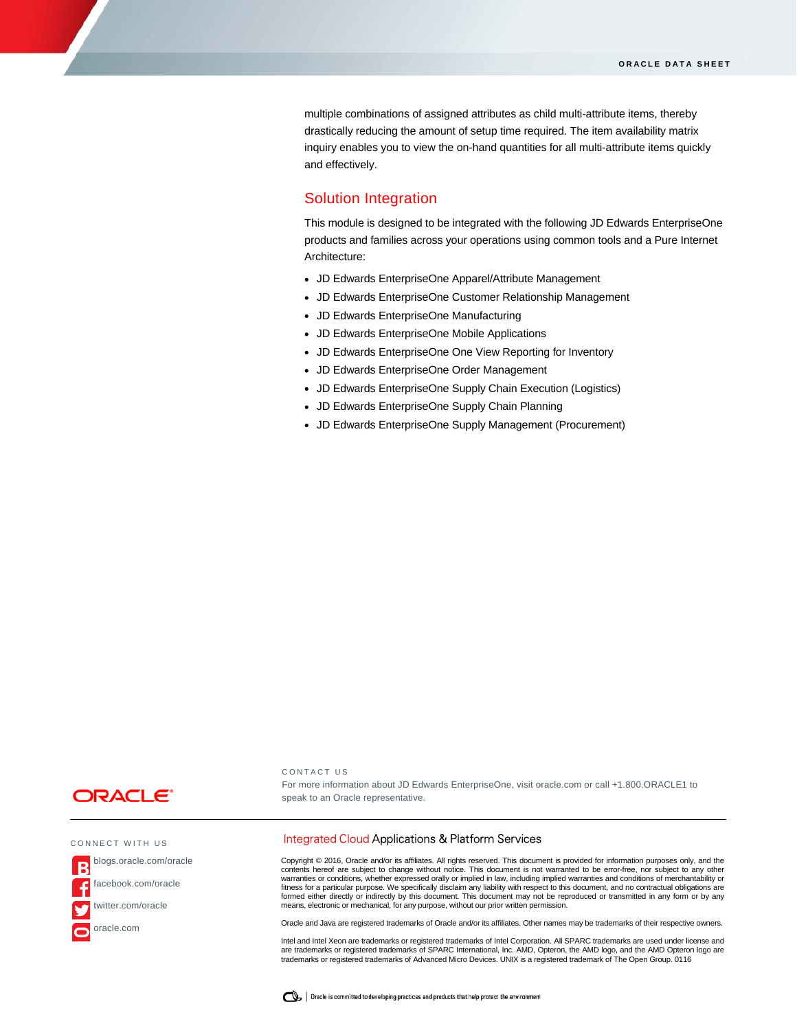multiple combinations of assigned attributes as child multi-attribute items, thereby drastically reducing the amount of setup time required. The item availability matrix inquiry enables you to view the on-hand quantities for all multi-attribute items quickly and effectively.

## Solution Integration

This module is designed to be integrated with the following JD Edwards EnterpriseOne products and families across your operations using common tools and a Pure Internet Architecture:

- JD Edwards EnterpriseOne Apparel/Attribute Management
- JD Edwards EnterpriseOne Customer Relationship Management
- JD Edwards EnterpriseOne Manufacturing
- JD Edwards EnterpriseOne Mobile Applications
- JD Edwards EnterpriseOne One View Reporting for Inventory
- JD Edwards EnterpriseOne Order Management
- JD Edwards EnterpriseOne Supply Chain Execution (Logistics)
- JD Edwards EnterpriseOne Supply Chain Planning
- JD Edwards EnterpriseOne Supply Management (Procurement)

ORACLE

CONTACT US

For more information about JD Edwards EnterpriseOne, visit oracle.com or call +1.800.ORACLE1 to speak to an Oracle representative.

CONNECT WITH US

blogs.oracle.com/oracle

facebook.com/oracle

twitter.com/oracle

oracle.com

Integrated Cloud Applications & Platform Services

Copyright © 2016, Oracle and/or its affiliates. All rights reserved. This document is provided for information purposes only, and the contents hereof are subject to change without notice. This document is not warranted to be error-free, nor subject to any other warranties or conditions, whether expressed orally or implied in law, including implied warranties and conditions of merchantability or fitness for a particular purpose. We specifically disclaim any liability with respect to this document, and no contractual obligations are formed either directly or indirectly by this document. This document may not be reproduced or transmitted in any form or by any means, electronic or mechanical, for any purpose, without our prior written permission.

Oracle and Java are registered trademarks of Oracle and/or its affiliates. Other names may be trademarks of their respective owners.

Intel and Intel Xeon are trademarks or registered trademarks of Intel Corporation. All SPARC trademarks are used under license and are trademarks or registered trademarks of SPARC International, Inc. AMD, Opteron, the AMD logo, and the AMD Opteron logo are trademarks or registered trademarks of Advanced Micro Devices. UNIX is a registered trademark of The Open Group. 0116

Oracle is committed to developing practices and products that help protect the environment